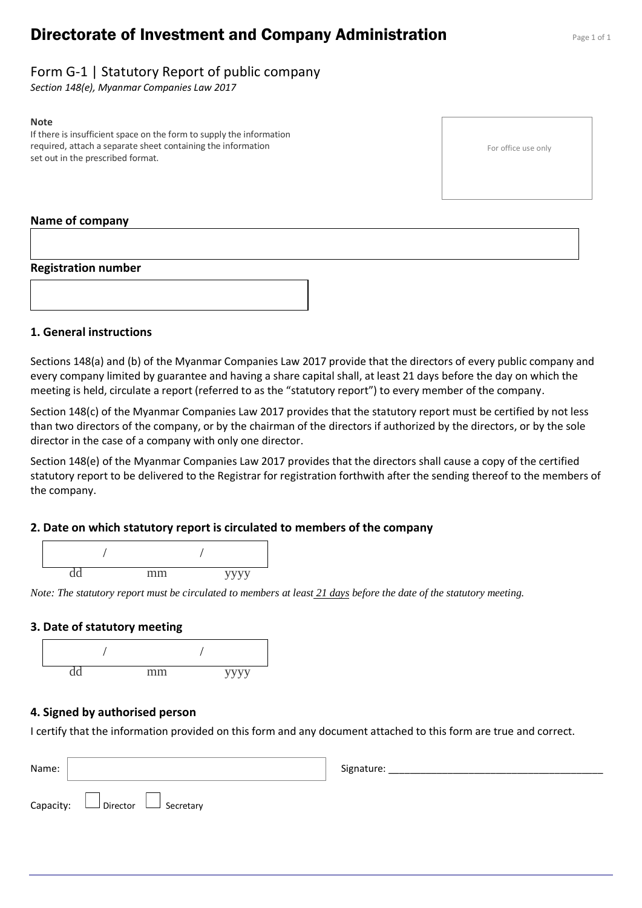# Directorate of Investment and Company Administration

## Form G-1 | Statutory Report of public company

*Section 148(e), Myanmar Companies Law 2017*

**Note**
If there is insufficient space on the form to supply the information required, attach a separate sheet containing the information set out in the prescribed format.

For office use only

**Name of company**

**Registration number**

### 1. General instructions

Sections 148(a) and (b) of the Myanmar Companies Law 2017 provide that the directors of every public company and every company limited by guarantee and having a share capital shall, at least 21 days before the day on which the meeting is held, circulate a report (referred to as the "statutory report") to every member of the company.

Section 148(c) of the Myanmar Companies Law 2017 provides that the statutory report must be certified by not less than two directors of the company, or by the chairman of the directors if authorized by the directors, or by the sole director in the case of a company with only one director.

Section 148(e) of the Myanmar Companies Law 2017 provides that the directors shall cause a copy of the certified statutory report to be delivered to the Registrar for registration forthwith after the sending thereof to the members of the company.

### 2. Date on which statutory report is circulated to members of the company

/ /
dd mm yyyy

*Note: The statutory report must be circulated to members at least 21 days before the date of the statutory meeting.*

### 3. Date of statutory meeting

/ /
dd mm yyyy

### 4. Signed by authorised person

I certify that the information provided on this form and any document attached to this form are true and correct.

Name: Signature: ______________________________________

Capacity: ☐ Director ☐ Secretary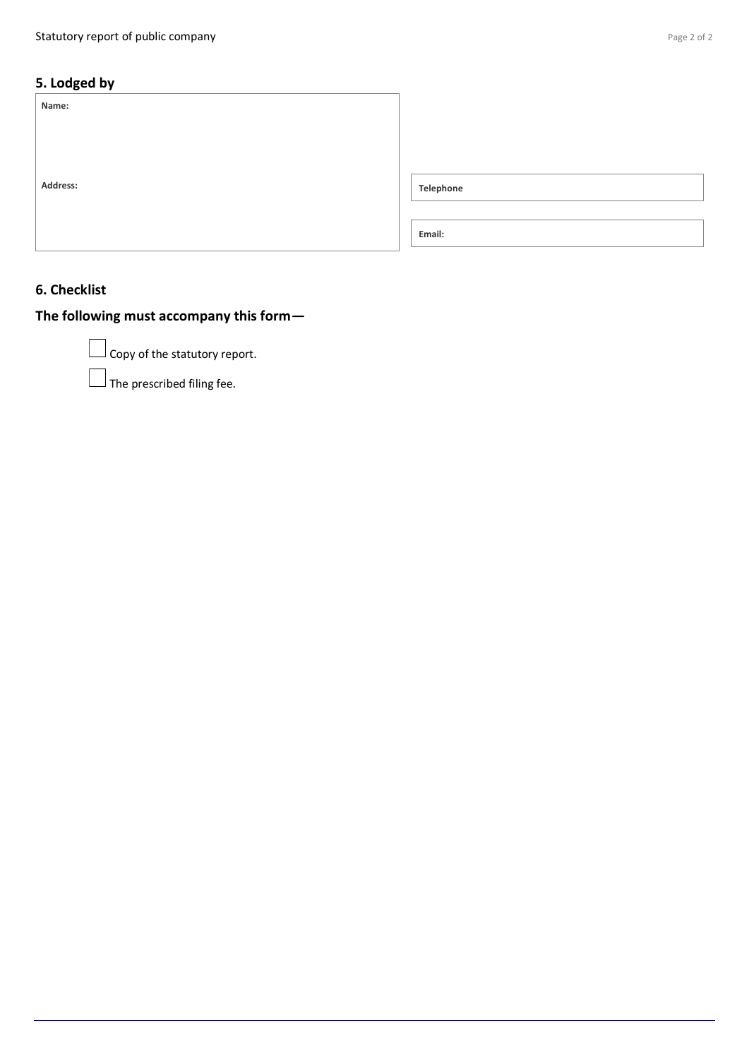## 5. Lodged by

**Name:**

**Address:**

**Telephone**

**Email:**

## 6. Checklist

## The following must accompany this form—

- ☐ Copy of the statutory report.
- ☐ The prescribed filing fee.